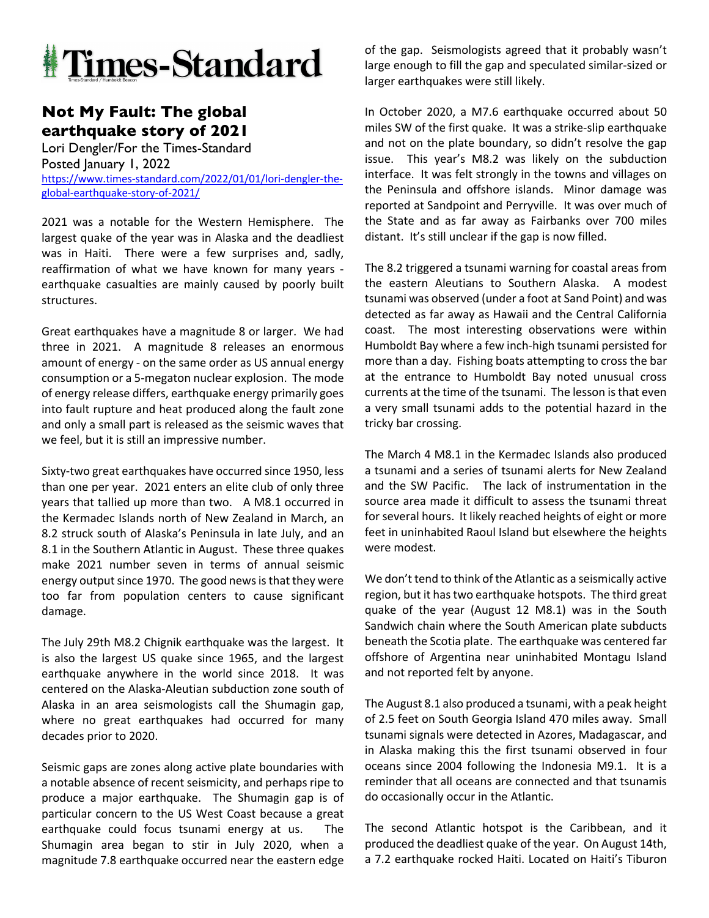# Times-Standard

## Not My Fault: The global earthquake story of 2021

Lori Dengler/For the Times-Standard
Posted January 1, 2022
https://www.times-standard.com/2022/01/01/lori-dengler-the-global-earthquake-story-of-2021/

2021 was a notable for the Western Hemisphere. The largest quake of the year was in Alaska and the deadliest was in Haiti. There were a few surprises and, sadly, reaffirmation of what we have known for many years - earthquake casualties are mainly caused by poorly built structures.

Great earthquakes have a magnitude 8 or larger. We had three in 2021. A magnitude 8 releases an enormous amount of energy - on the same order as US annual energy consumption or a 5-megaton nuclear explosion. The mode of energy release differs, earthquake energy primarily goes into fault rupture and heat produced along the fault zone and only a small part is released as the seismic waves that we feel, but it is still an impressive number.

Sixty-two great earthquakes have occurred since 1950, less than one per year. 2021 enters an elite club of only three years that tallied up more than two. A M8.1 occurred in the Kermadec Islands north of New Zealand in March, an 8.2 struck south of Alaska's Peninsula in late July, and an 8.1 in the Southern Atlantic in August. These three quakes make 2021 number seven in terms of annual seismic energy output since 1970. The good news is that they were too far from population centers to cause significant damage.

The July 29th M8.2 Chignik earthquake was the largest. It is also the largest US quake since 1965, and the largest earthquake anywhere in the world since 2018. It was centered on the Alaska-Aleutian subduction zone south of Alaska in an area seismologists call the Shumagin gap, where no great earthquakes had occurred for many decades prior to 2020.

Seismic gaps are zones along active plate boundaries with a notable absence of recent seismicity, and perhaps ripe to produce a major earthquake. The Shumagin gap is of particular concern to the US West Coast because a great earthquake could focus tsunami energy at us. The Shumagin area began to stir in July 2020, when a magnitude 7.8 earthquake occurred near the eastern edge of the gap. Seismologists agreed that it probably wasn't large enough to fill the gap and speculated similar-sized or larger earthquakes were still likely.

In October 2020, a M7.6 earthquake occurred about 50 miles SW of the first quake. It was a strike-slip earthquake and not on the plate boundary, so didn't resolve the gap issue. This year's M8.2 was likely on the subduction interface. It was felt strongly in the towns and villages on the Peninsula and offshore islands. Minor damage was reported at Sandpoint and Perryville. It was over much of the State and as far away as Fairbanks over 700 miles distant. It's still unclear if the gap is now filled.

The 8.2 triggered a tsunami warning for coastal areas from the eastern Aleutians to Southern Alaska. A modest tsunami was observed (under a foot at Sand Point) and was detected as far away as Hawaii and the Central California coast. The most interesting observations were within Humboldt Bay where a few inch-high tsunami persisted for more than a day. Fishing boats attempting to cross the bar at the entrance to Humboldt Bay noted unusual cross currents at the time of the tsunami. The lesson is that even a very small tsunami adds to the potential hazard in the tricky bar crossing.

The March 4 M8.1 in the Kermadec Islands also produced a tsunami and a series of tsunami alerts for New Zealand and the SW Pacific. The lack of instrumentation in the source area made it difficult to assess the tsunami threat for several hours. It likely reached heights of eight or more feet in uninhabited Raoul Island but elsewhere the heights were modest.

We don't tend to think of the Atlantic as a seismically active region, but it has two earthquake hotspots. The third great quake of the year (August 12 M8.1) was in the South Sandwich chain where the South American plate subducts beneath the Scotia plate. The earthquake was centered far offshore of Argentina near uninhabited Montagu Island and not reported felt by anyone.

The August 8.1 also produced a tsunami, with a peak height of 2.5 feet on South Georgia Island 470 miles away. Small tsunami signals were detected in Azores, Madagascar, and in Alaska making this the first tsunami observed in four oceans since 2004 following the Indonesia M9.1. It is a reminder that all oceans are connected and that tsunamis do occasionally occur in the Atlantic.

The second Atlantic hotspot is the Caribbean, and it produced the deadliest quake of the year. On August 14th, a 7.2 earthquake rocked Haiti. Located on Haiti's Tiburon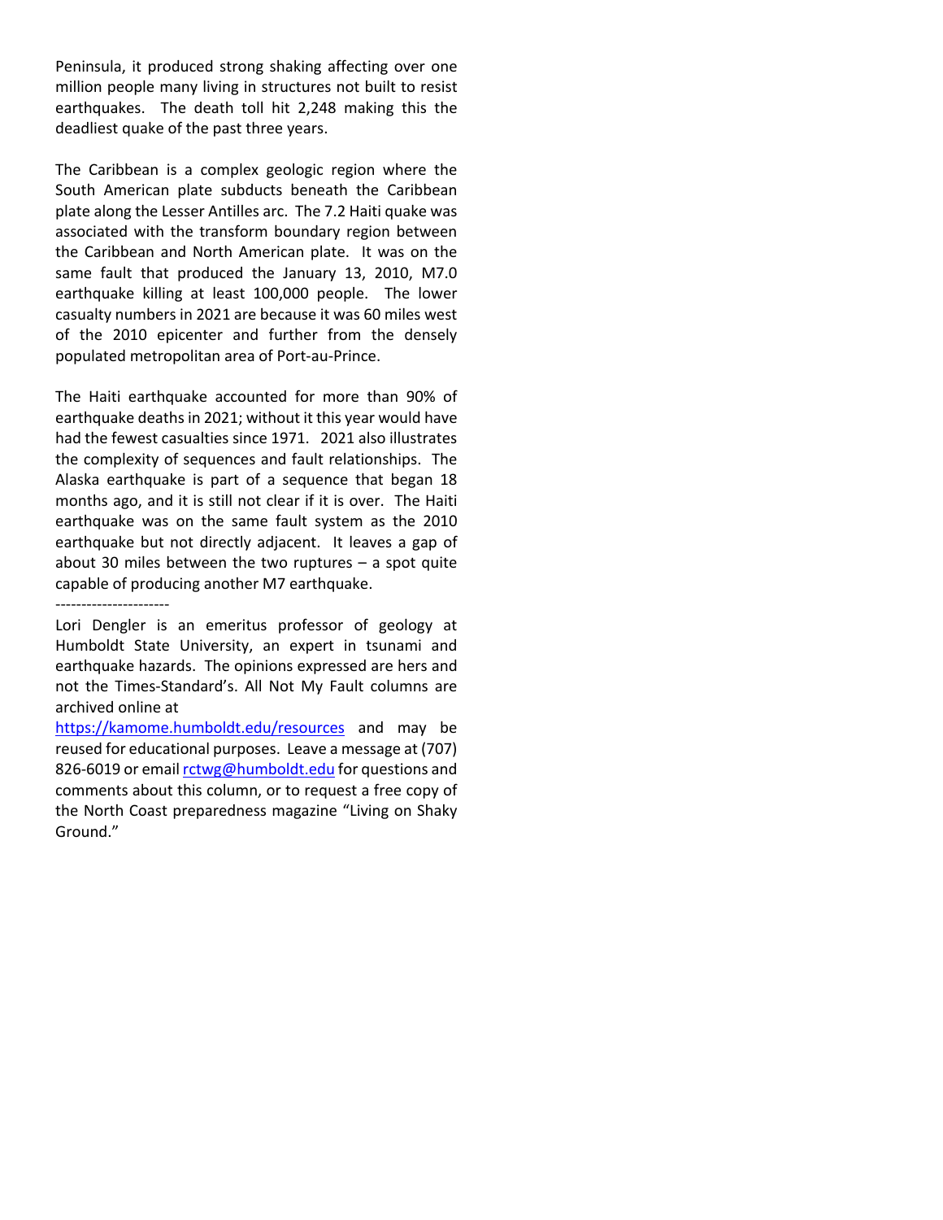Peninsula, it produced strong shaking affecting over one million people many living in structures not built to resist earthquakes. The death toll hit 2,248 making this the deadliest quake of the past three years.

The Caribbean is a complex geologic region where the South American plate subducts beneath the Caribbean plate along the Lesser Antilles arc. The 7.2 Haiti quake was associated with the transform boundary region between the Caribbean and North American plate. It was on the same fault that produced the January 13, 2010, M7.0 earthquake killing at least 100,000 people. The lower casualty numbers in 2021 are because it was 60 miles west of the 2010 epicenter and further from the densely populated metropolitan area of Port-au-Prince.

The Haiti earthquake accounted for more than 90% of earthquake deaths in 2021; without it this year would have had the fewest casualties since 1971. 2021 also illustrates the complexity of sequences and fault relationships. The Alaska earthquake is part of a sequence that began 18 months ago, and it is still not clear if it is over. The Haiti earthquake was on the same fault system as the 2010 earthquake but not directly adjacent. It leaves a gap of about 30 miles between the two ruptures – a spot quite capable of producing another M7 earthquake.

----------------------

Lori Dengler is an emeritus professor of geology at Humboldt State University, an expert in tsunami and earthquake hazards. The opinions expressed are hers and not the Times-Standard's. All Not My Fault columns are archived online at https://kamome.humboldt.edu/resources and may be reused for educational purposes. Leave a message at (707) 826-6019 or email rctwg@humboldt.edu for questions and comments about this column, or to request a free copy of the North Coast preparedness magazine "Living on Shaky Ground."